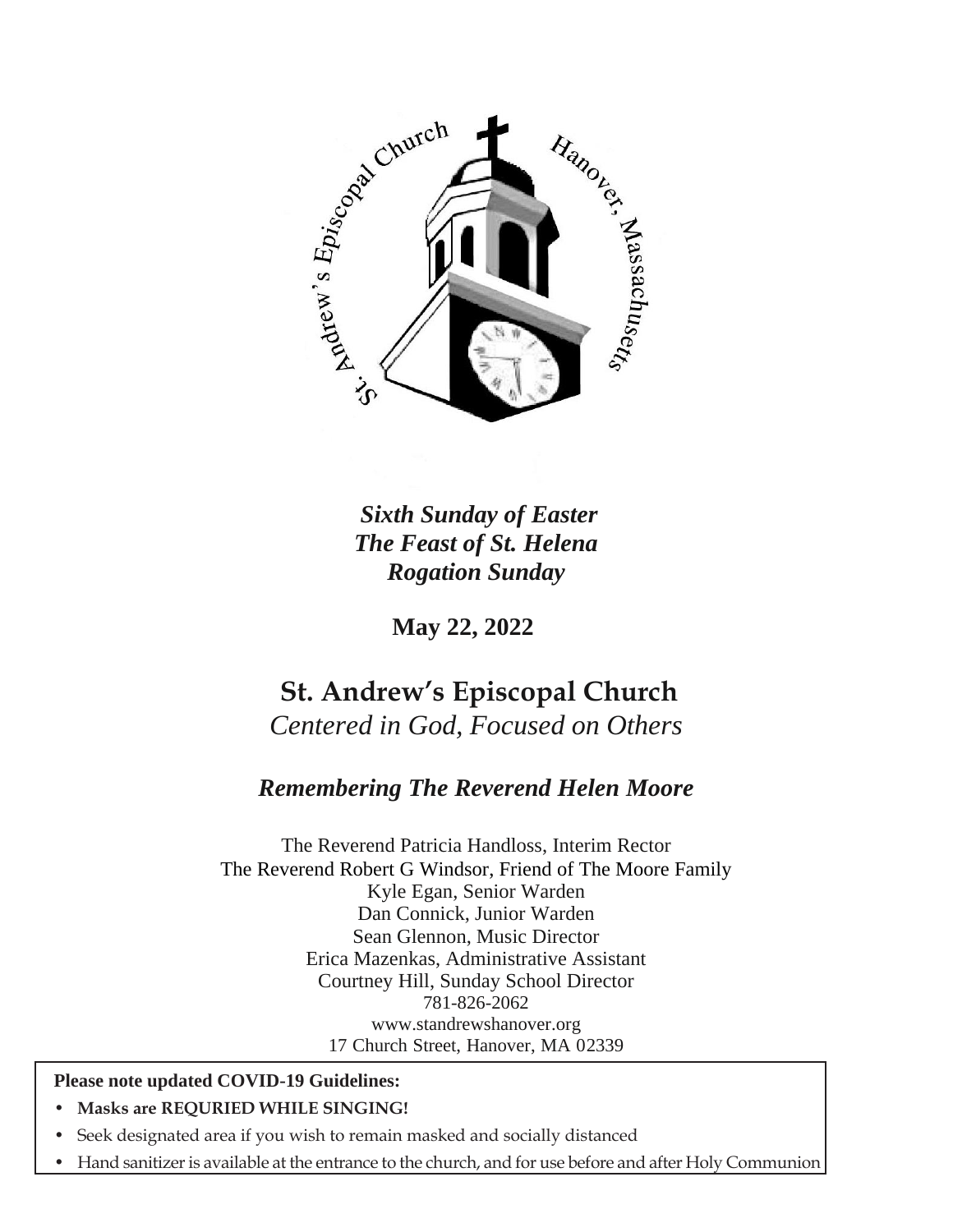St. Andrew's Episcopal Church Hanover, Massachusetts

***Sixth Sunday of Easter***
***The Feast of St. Helena***
***Rogation Sunday***

**May 22, 2022**

# St. Andrew's Episcopal Church

*Centered in God, Focused on Others*

***Remembering The Reverend Helen Moore***

The Reverend Patricia Handloss, Interim Rector
The Reverend Robert G Windsor, Friend of The Moore Family
Kyle Egan, Senior Warden
Dan Connick, Junior Warden
Sean Glennon, Music Director
Erica Mazenkas, Administrative Assistant
Courtney Hill, Sunday School Director
781-826-2062
www.standrewshanover.org
17 Church Street, Hanover, MA 02339

**Please note updated COVID-19 Guidelines:**

- **Masks are REQURIED WHILE SINGING!**
- Seek designated area if you wish to remain masked and socially distanced
- Hand sanitizer is available at the entrance to the church, and for use before and after Holy Communion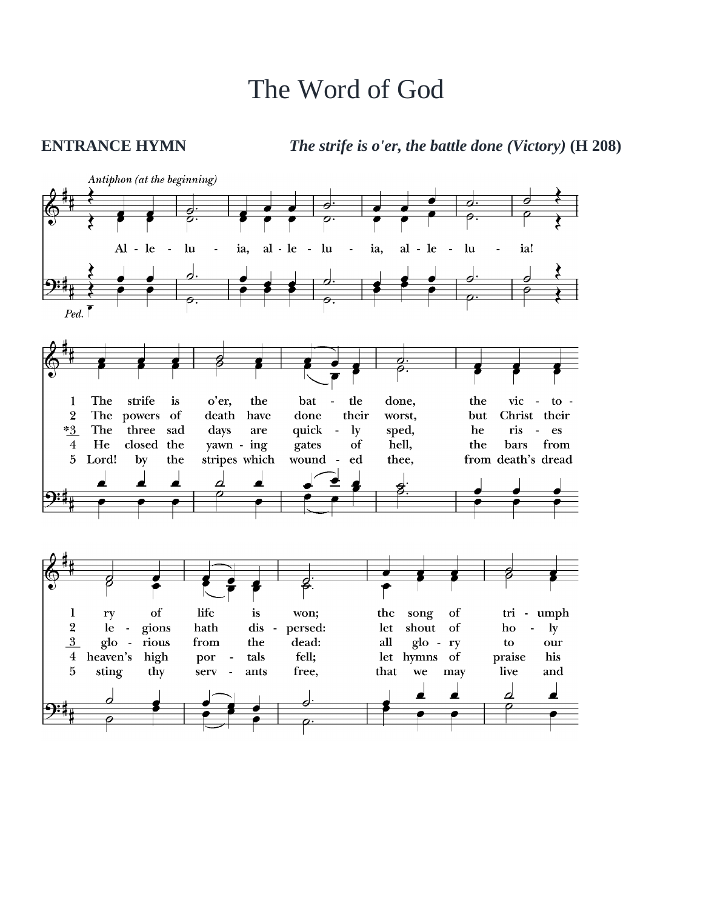# The Word of God

**ENTRANCE HYMN** ***The strife is o'er, the battle done (Victory)*** **(H 208)**

*Antiphon (at the beginning)*

Al - le - lu - ia, al - le - lu - ia, al - le - lu - ia!

1 The strife is o'er, the bat - tle done, the vic - to - ry of life is won; the song of tri - umph
2 The powers of death have done their worst, but Christ their le - gions hath dis - persed: let shout of ho - ly
*3 The three sad days are quick - ly sped, he ris - es glo - rious from the dead: all glo - ry to our
4 He closed the yawn - ing gates of hell, the bars from heaven's high por - tals fell; let hymns of praise his
5 Lord! by the stripes which wound - ed thee, from death's dread sting thy serv - ants free, that we may live and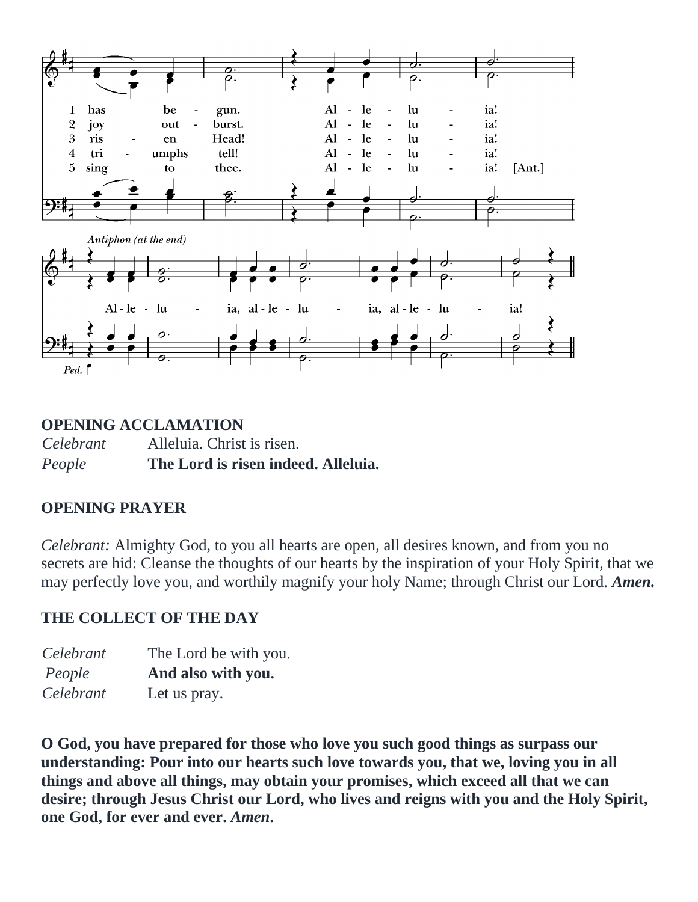1 has be - gun. Al - le - lu - ia!
2 joy out - burst. Al - le - lu - ia!
3 ris - en Head! Al - le - lu - ia!
4 tri - umphs tell! Al - le - lu - ia!
5 sing to thee. Al - le - lu - ia! [Ant.]

*Antiphon (at the end)*

Al - le - lu - ia, al - le - lu - ia, al - le - lu - ia!

*Ped.*

## OPENING ACCLAMATION

*Celebrant* Alleluia. Christ is risen.
*People* **The Lord is risen indeed. Alleluia.**

## OPENING PRAYER

*Celebrant:* Almighty God, to you all hearts are open, all desires known, and from you no secrets are hid: Cleanse the thoughts of our hearts by the inspiration of your Holy Spirit, that we may perfectly love you, and worthily magnify your holy Name; through Christ our Lord. ***Amen.***

## THE COLLECT OF THE DAY

*Celebrant* The Lord be with you.
*People* **And also with you.**
*Celebrant* Let us pray.

**O God, you have prepared for those who love you such good things as surpass our understanding: Pour into our hearts such love towards you, that we, loving you in all things and above all things, may obtain your promises, which exceed all that we can desire; through Jesus Christ our Lord, who lives and reigns with you and the Holy Spirit, one God, for ever and ever. *Amen*.**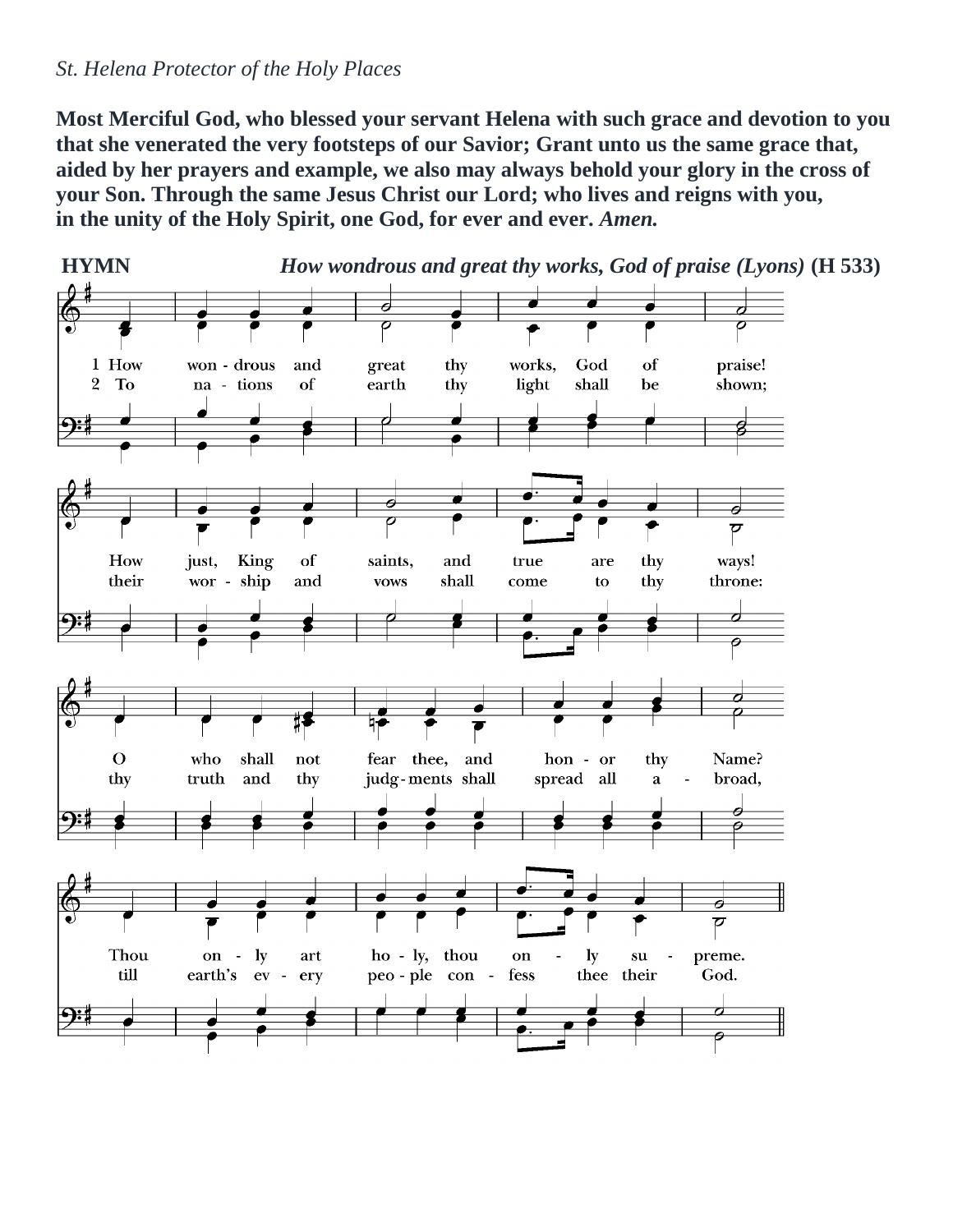*St. Helena Protector of the Holy Places*

**Most Merciful God, who blessed your servant Helena with such grace and devotion to you that she venerated the very footsteps of our Savior; Grant unto us the same grace that, aided by her prayers and example, we also may always behold your glory in the cross of your Son. Through the same Jesus Christ our Lord; who lives and reigns with you, in the unity of the Holy Spirit, one God, for ever and ever.** ***Amen.***

**HYMN** ***How wondrous and great thy works, God of praise (Lyons)*** **(H 533)**

1 How wondrous and great thy works, God of praise!
How just, King of saints, and true are thy ways!
O who shall not fear thee, and honor thy Name?
Thou only art holy, thou only supreme.

2 To nations of earth thy light shall be shown;
their worship and vows shall come to thy throne:
thy truth and thy judgments shall spread all abroad,
till earth's every people confess thee their God.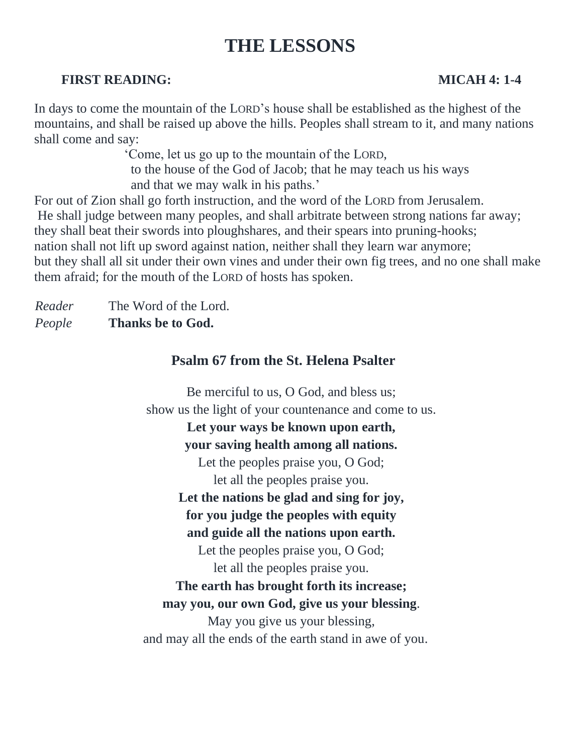# THE LESSONS

**FIRST READING:** **MICAH 4: 1-4**

In days to come the mountain of the LORD's house shall be established as the highest of the mountains, and shall be raised up above the hills. Peoples shall stream to it, and many nations shall come and say:

> 'Come, let us go up to the mountain of the LORD,
> to the house of the God of Jacob; that he may teach us his ways
> and that we may walk in his paths.'

For out of Zion shall go forth instruction, and the word of the LORD from Jerusalem.
He shall judge between many peoples, and shall arbitrate between strong nations far away;
they shall beat their swords into ploughshares, and their spears into pruning-hooks;
nation shall not lift up sword against nation, neither shall they learn war anymore;
but they shall all sit under their own vines and under their own fig trees, and no one shall make them afraid; for the mouth of the LORD of hosts has spoken.

*Reader* The Word of the Lord.
*People* **Thanks be to God.**

## Psalm 67 from the St. Helena Psalter

Be merciful to us, O God, and bless us;
show us the light of your countenance and come to us.
**Let your ways be known upon earth,**
**your saving health among all nations.**
Let the peoples praise you, O God;
let all the peoples praise you.
**Let the nations be glad and sing for joy,**
**for you judge the peoples with equity**
**and guide all the nations upon earth.**
Let the peoples praise you, O God;
let all the peoples praise you.
**The earth has brought forth its increase;**
**may you, our own God, give us your blessing**.
May you give us your blessing,
and may all the ends of the earth stand in awe of you.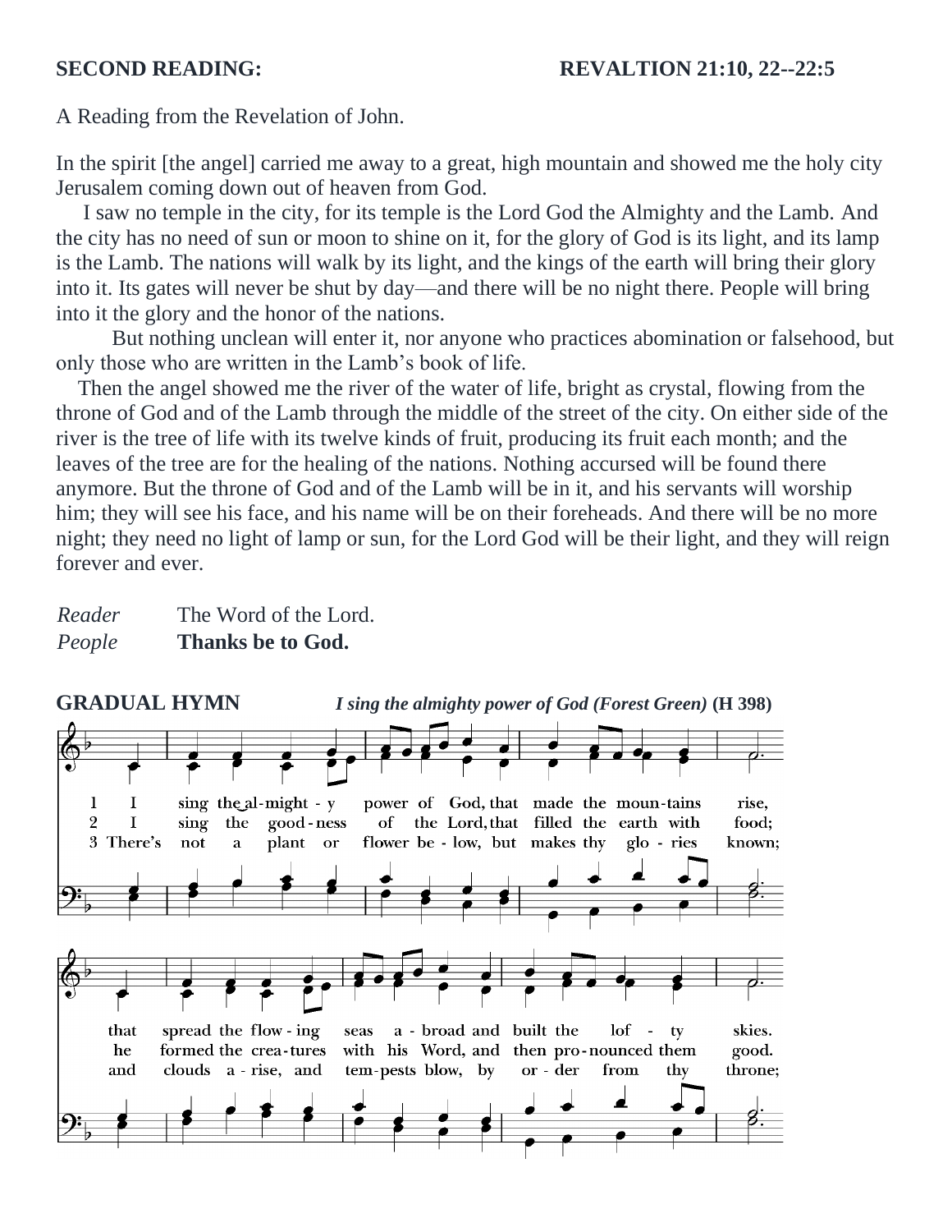**SECOND READING:** **REVALTION 21:10, 22--22:5**

A Reading from the Revelation of John.

In the spirit [the angel] carried me away to a great, high mountain and showed me the holy city Jerusalem coming down out of heaven from God.

I saw no temple in the city, for its temple is the Lord God the Almighty and the Lamb. And the city has no need of sun or moon to shine on it, for the glory of God is its light, and its lamp is the Lamb. The nations will walk by its light, and the kings of the earth will bring their glory into it. Its gates will never be shut by day—and there will be no night there. People will bring into it the glory and the honor of the nations.

But nothing unclean will enter it, nor anyone who practices abomination or falsehood, but only those who are written in the Lamb's book of life.

Then the angel showed me the river of the water of life, bright as crystal, flowing from the throne of God and of the Lamb through the middle of the street of the city. On either side of the river is the tree of life with its twelve kinds of fruit, producing its fruit each month; and the leaves of the tree are for the healing of the nations. Nothing accursed will be found there anymore. But the throne of God and of the Lamb will be in it, and his servants will worship him; they will see his face, and his name will be on their foreheads. And there will be no more night; they need no light of lamp or sun, for the Lord God will be their light, and they will reign forever and ever.

*Reader* The Word of the Lord.
*People* **Thanks be to God.**

**GRADUAL HYMN** ***I sing the almighty power of God (Forest Green)*** **(H 398)**

1 I sing the almighty power of God, that made the mountains rise, that spread the flowing seas abroad and built the lofty skies.

2 I sing the goodness of the Lord, that filled the earth with food; he formed the creatures with his Word, and then pronounced them good.

3 There's not a plant or flower below, but makes thy glories known; and clouds arise, and tempests blow, by order from thy throne;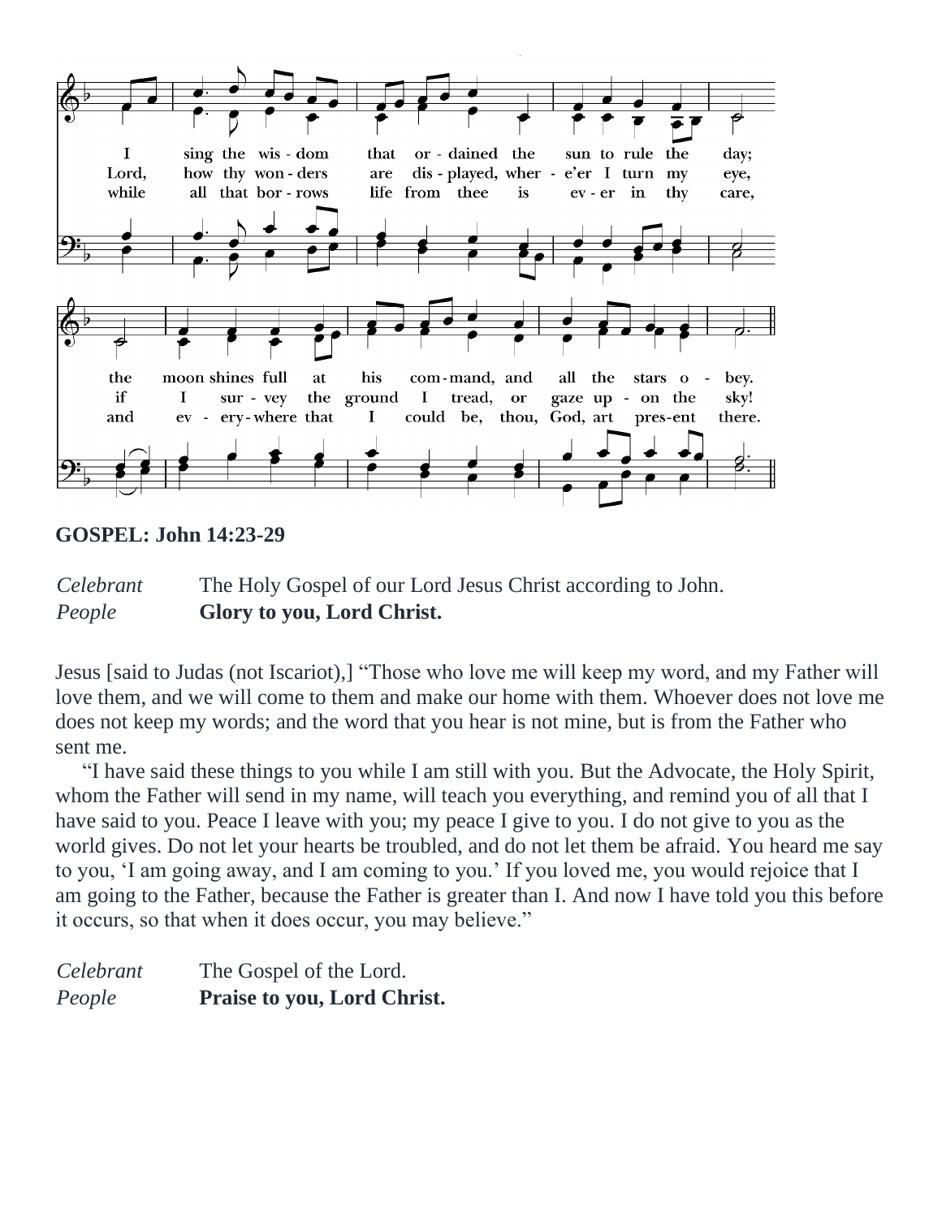I sing the wisdom that ordained the sun to rule the day;
the moon shines full at his command, and all the stars obey.

Lord, how thy wonders are displayed, where'er I turn my eye,
if I survey the ground I tread, or gaze upon the sky!

while all that borrows life from thee is ever in thy care,
and everywhere that I could be, thou, God, art present there.

**GOSPEL: John 14:23-29**

*Celebrant* The Holy Gospel of our Lord Jesus Christ according to John.
*People* **Glory to you, Lord Christ.**

Jesus [said to Judas (not Iscariot),] "Those who love me will keep my word, and my Father will love them, and we will come to them and make our home with them. Whoever does not love me does not keep my words; and the word that you hear is not mine, but is from the Father who sent me.

"I have said these things to you while I am still with you. But the Advocate, the Holy Spirit, whom the Father will send in my name, will teach you everything, and remind you of all that I have said to you. Peace I leave with you; my peace I give to you. I do not give to you as the world gives. Do not let your hearts be troubled, and do not let them be afraid. You heard me say to you, 'I am going away, and I am coming to you.' If you loved me, you would rejoice that I am going to the Father, because the Father is greater than I. And now I have told you this before it occurs, so that when it does occur, you may believe."

*Celebrant* The Gospel of the Lord.
*People* **Praise to you, Lord Christ.**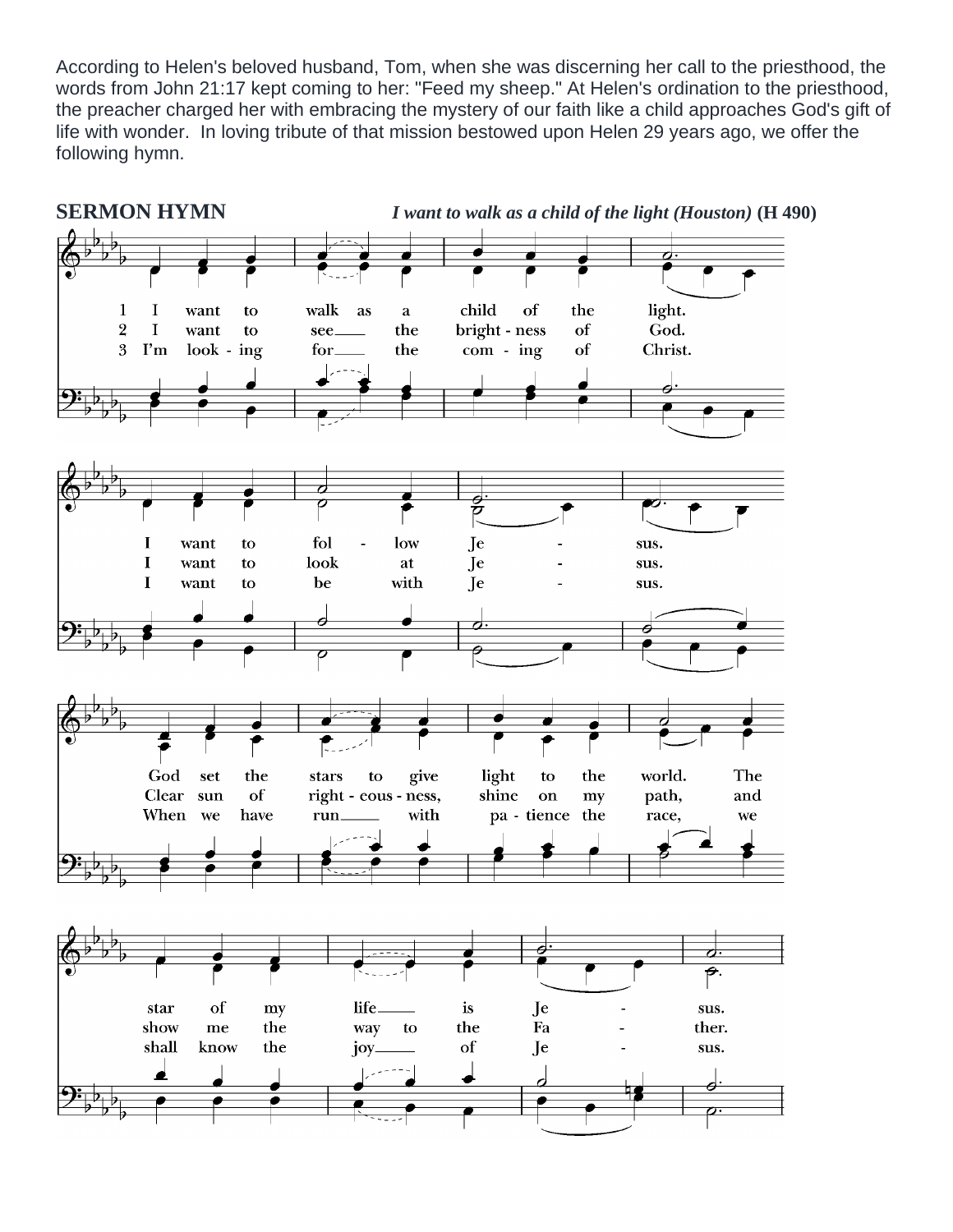According to Helen's beloved husband, Tom, when she was discerning her call to the priesthood, the words from John 21:17 kept coming to her: "Feed my sheep." At Helen's ordination to the priesthood, the preacher charged her with embracing the mystery of our faith like a child approaches God's gift of life with wonder. In loving tribute of that mission bestowed upon Helen 29 years ago, we offer the following hymn.

**SERMON HYMN** ***I want to walk as a child of the light (Houston)*** **(H 490)**

1 I want to walk as a child of the light. I want to follow Jesus. God set the stars to give light to the world. The star of my life is Jesus.

2 I want to see the brightness of God. I want to look at Jesus. Clear sun of righteousness, shine on my path, and show me the way to the Father.

3 I'm looking for the coming of Christ. I want to be with Jesus. When we have run with patience the race, we shall know the joy of Jesus.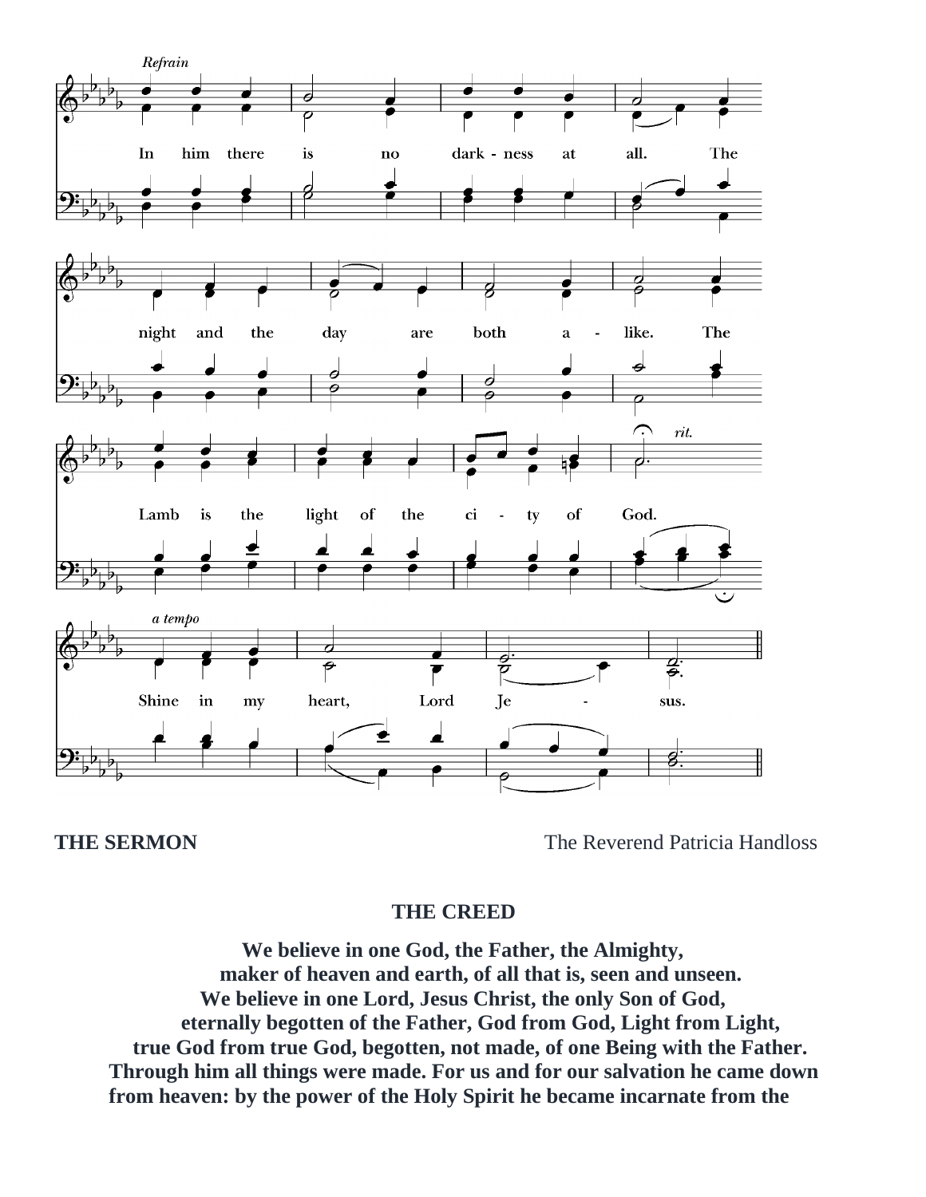*Refrain*

In him there is no dark - ness at all. The night and the day are both a - like. The Lamb is the light of the ci - ty of God. Shine in my heart, Lord Je - sus.

**THE SERMON** The Reverend Patricia Handloss

## THE CREED

**We believe in one God, the Father, the Almighty,**
**maker of heaven and earth, of all that is, seen and unseen.**
**We believe in one Lord, Jesus Christ, the only Son of God,**
**eternally begotten of the Father, God from God, Light from Light,**
**true God from true God, begotten, not made, of one Being with the Father.**
**Through him all things were made. For us and for our salvation he came down from heaven: by the power of the Holy Spirit he became incarnate from the**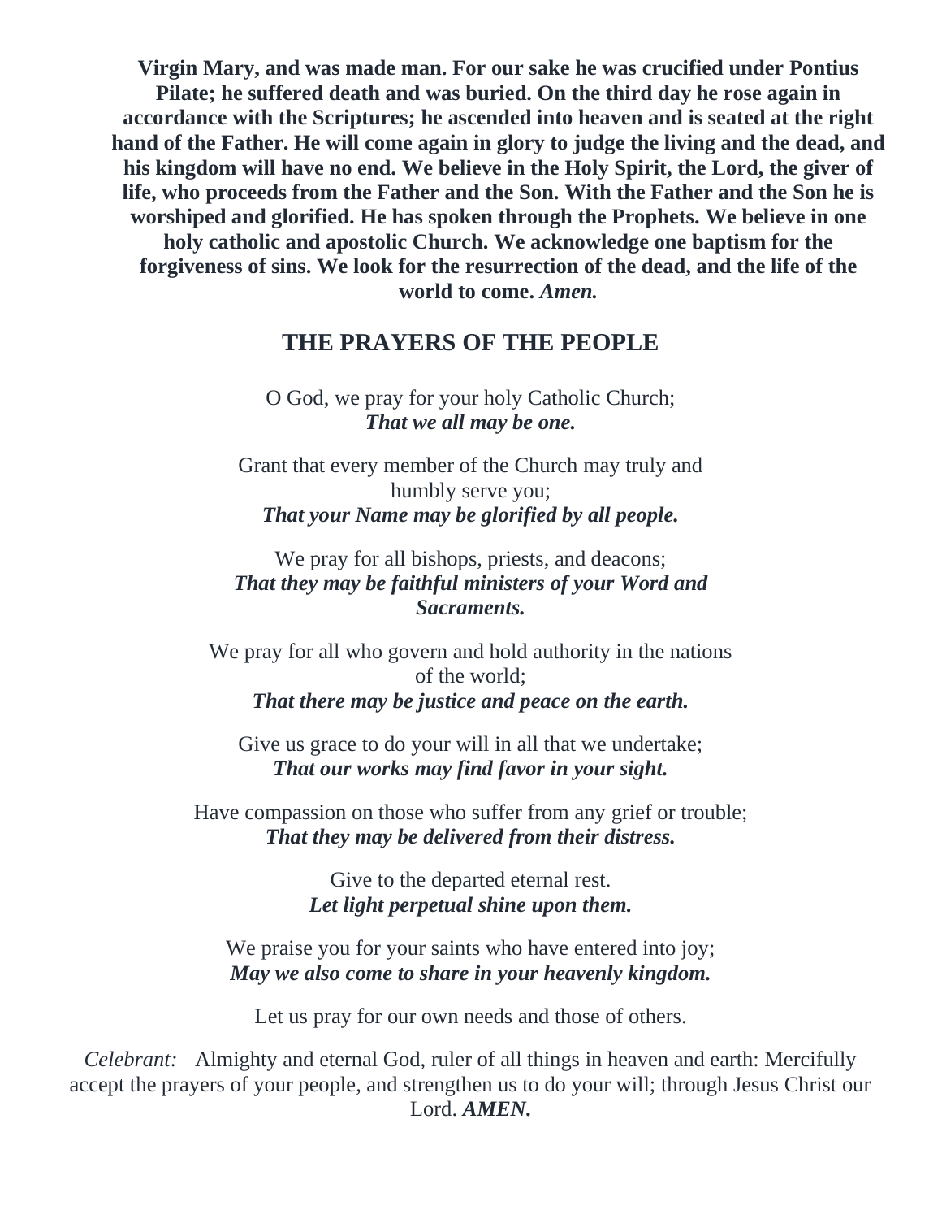**Virgin Mary, and was made man. For our sake he was crucified under Pontius Pilate; he suffered death and was buried. On the third day he rose again in accordance with the Scriptures; he ascended into heaven and is seated at the right hand of the Father. He will come again in glory to judge the living and the dead, and his kingdom will have no end. We believe in the Holy Spirit, the Lord, the giver of life, who proceeds from the Father and the Son. With the Father and the Son he is worshiped and glorified. He has spoken through the Prophets. We believe in one holy catholic and apostolic Church. We acknowledge one baptism for the forgiveness of sins. We look for the resurrection of the dead, and the life of the world to come.** ***Amen.***

## THE PRAYERS OF THE PEOPLE

O God, we pray for your holy Catholic Church;
***That we all may be one.***

Grant that every member of the Church may truly and humbly serve you;
***That your Name may be glorified by all people.***

We pray for all bishops, priests, and deacons;
***That they may be faithful ministers of your Word and Sacraments.***

We pray for all who govern and hold authority in the nations of the world;
***That there may be justice and peace on the earth.***

Give us grace to do your will in all that we undertake;
***That our works may find favor in your sight.***

Have compassion on those who suffer from any grief or trouble;
***That they may be delivered from their distress.***

Give to the departed eternal rest.
***Let light perpetual shine upon them.***

We praise you for your saints who have entered into joy;
***May we also come to share in your heavenly kingdom.***

Let us pray for our own needs and those of others.

*Celebrant:* Almighty and eternal God, ruler of all things in heaven and earth: Mercifully accept the prayers of your people, and strengthen us to do your will; through Jesus Christ our Lord. ***AMEN.***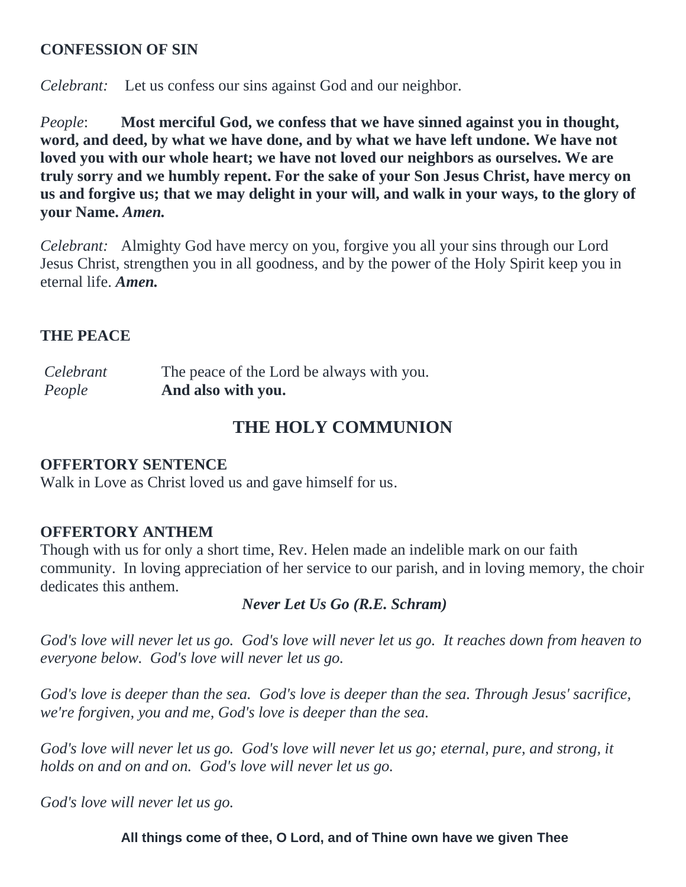**CONFESSION OF SIN**

*Celebrant:* Let us confess our sins against God and our neighbor.

*People*: **Most merciful God, we confess that we have sinned against you in thought, word, and deed, by what we have done, and by what we have left undone. We have not loved you with our whole heart; we have not loved our neighbors as ourselves. We are truly sorry and we humbly repent. For the sake of your Son Jesus Christ, have mercy on us and forgive us; that we may delight in your will, and walk in your ways, to the glory of your Name.** ***Amen.***

*Celebrant:* Almighty God have mercy on you, forgive you all your sins through our Lord Jesus Christ, strengthen you in all goodness, and by the power of the Holy Spirit keep you in eternal life. ***Amen.***

**THE PEACE**

*Celebrant* The peace of the Lord be always with you.
*People* **And also with you.**

## THE HOLY COMMUNION

**OFFERTORY SENTENCE**
Walk in Love as Christ loved us and gave himself for us.

**OFFERTORY ANTHEM**
Though with us for only a short time, Rev. Helen made an indelible mark on our faith community. In loving appreciation of her service to our parish, and in loving memory, the choir dedicates this anthem.

***Never Let Us Go (R.E. Schram)***

*God's love will never let us go. God's love will never let us go. It reaches down from heaven to everyone below. God's love will never let us go.*

*God's love is deeper than the sea. God's love is deeper than the sea. Through Jesus' sacrifice, we're forgiven, you and me, God's love is deeper than the sea.*

*God's love will never let us go. God's love will never let us go; eternal, pure, and strong, it holds on and on and on. God's love will never let us go.*

*God's love will never let us go.*

**All things come of thee, O Lord, and of Thine own have we given Thee**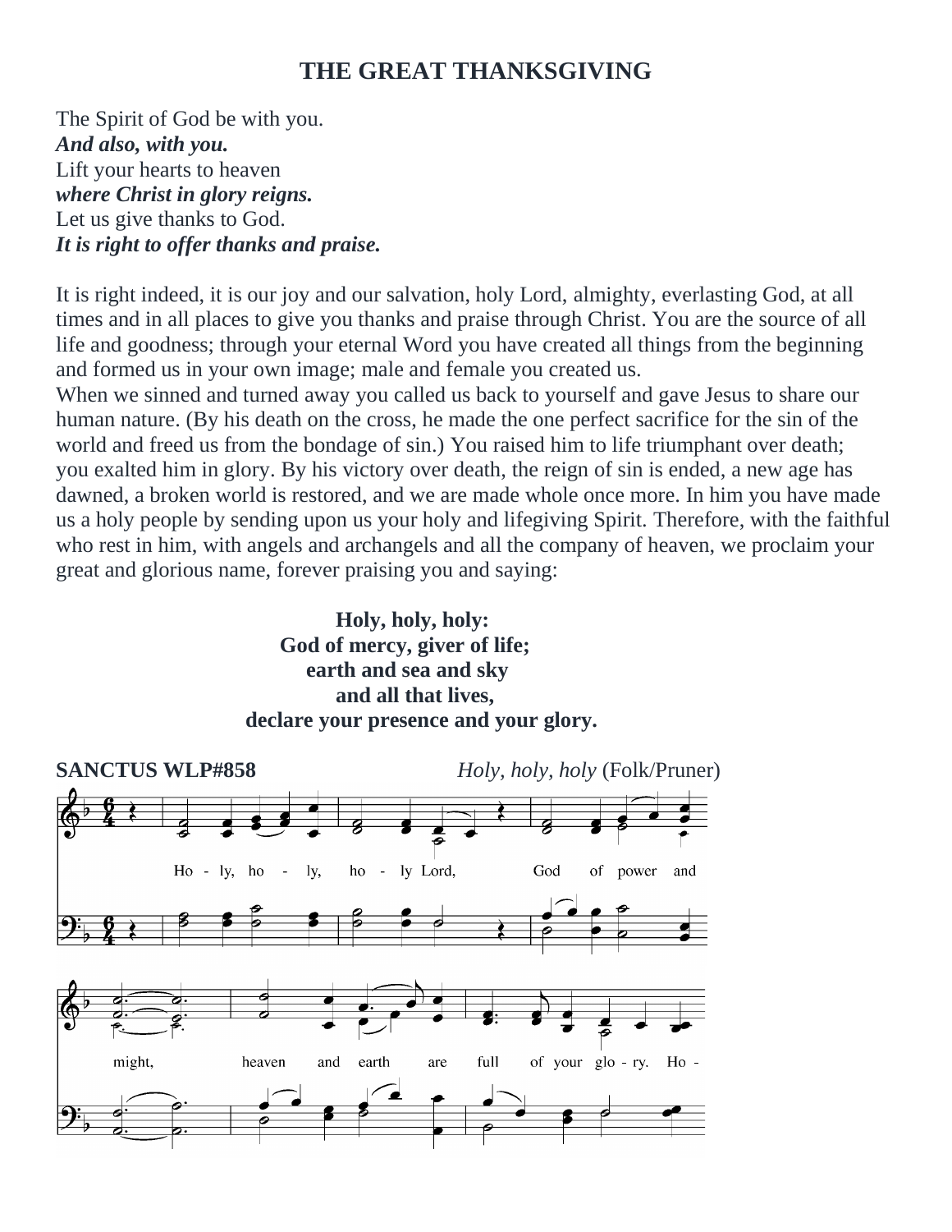# THE GREAT THANKSGIVING

The Spirit of God be with you.
***And also, with you.***
Lift your hearts to heaven
***where Christ in glory reigns.***
Let us give thanks to God.
***It is right to offer thanks and praise.***

It is right indeed, it is our joy and our salvation, holy Lord, almighty, everlasting God, at all times and in all places to give you thanks and praise through Christ. You are the source of all life and goodness; through your eternal Word you have created all things from the beginning and formed us in your own image; male and female you created us.
When we sinned and turned away you called us back to yourself and gave Jesus to share our human nature. (By his death on the cross, he made the one perfect sacrifice for the sin of the world and freed us from the bondage of sin.) You raised him to life triumphant over death; you exalted him in glory. By his victory over death, the reign of sin is ended, a new age has dawned, a broken world is restored, and we are made whole once more. In him you have made us a holy people by sending upon us your holy and lifegiving Spirit. Therefore, with the faithful who rest in him, with angels and archangels and all the company of heaven, we proclaim your great and glorious name, forever praising you and saying:

**Holy, holy, holy:**
**God of mercy, giver of life;**
**earth and sea and sky**
**and all that lives,**
**declare your presence and your glory.**

**SANCTUS WLP#858** *Holy, holy, holy* (Folk/Pruner)

Ho - ly, ho - ly, ho - ly Lord, God of power and might, heaven and earth are full of your glo - ry. Ho -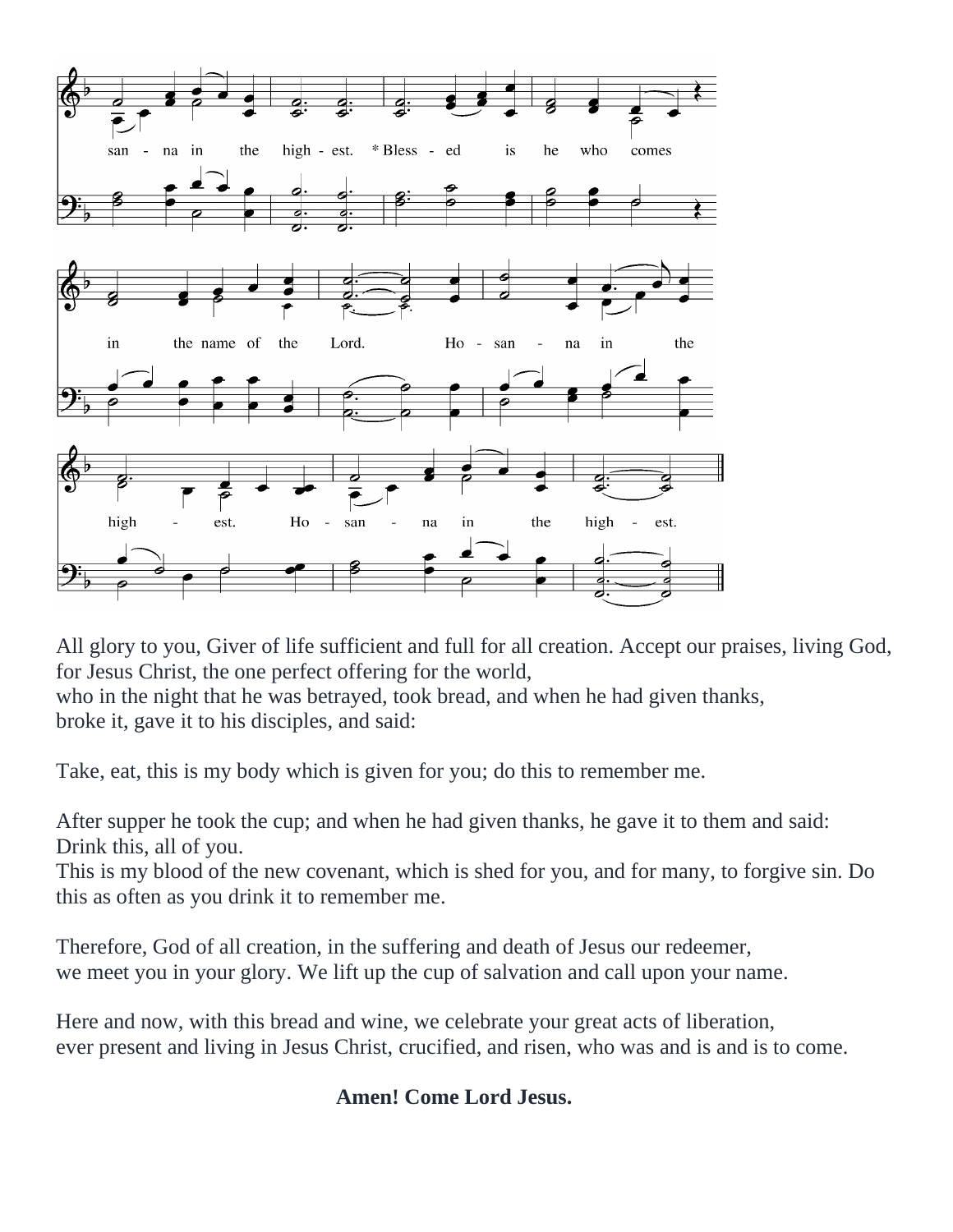san - na in the high - est. * Bless - ed is he who comes

in the name of the Lord. Ho - san - na in the

high - est. Ho - san - na in the high - est.

All glory to you, Giver of life sufficient and full for all creation. Accept our praises, living God, for Jesus Christ, the one perfect offering for the world,
who in the night that he was betrayed, took bread, and when he had given thanks,
broke it, gave it to his disciples, and said:

Take, eat, this is my body which is given for you; do this to remember me.

After supper he took the cup; and when he had given thanks, he gave it to them and said:
Drink this, all of you.
This is my blood of the new covenant, which is shed for you, and for many, to forgive sin. Do this as often as you drink it to remember me.

Therefore, God of all creation, in the suffering and death of Jesus our redeemer,
we meet you in your glory. We lift up the cup of salvation and call upon your name.

Here and now, with this bread and wine, we celebrate your great acts of liberation,
ever present and living in Jesus Christ, crucified, and risen, who was and is and is to come.

**Amen! Come Lord Jesus.**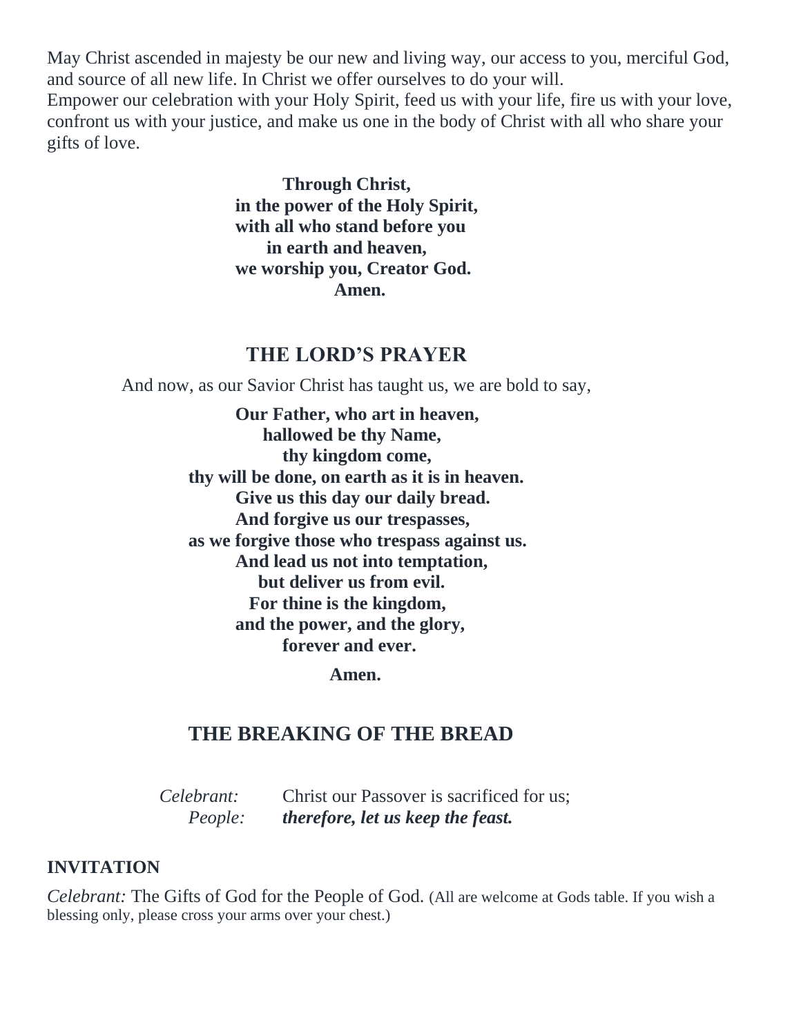May Christ ascended in majesty be our new and living way, our access to you, merciful God, and source of all new life. In Christ we offer ourselves to do your will.
Empower our celebration with your Holy Spirit, feed us with your life, fire us with your love, confront us with your justice, and make us one in the body of Christ with all who share your gifts of love.

**Through Christ,**
**in the power of the Holy Spirit,**
**with all who stand before you**
**in earth and heaven,**
**we worship you, Creator God.**
**Amen.**

## THE LORD'S PRAYER

And now, as our Savior Christ has taught us, we are bold to say,

**Our Father, who art in heaven,**
**hallowed be thy Name,**
**thy kingdom come,**
**thy will be done, on earth as it is in heaven.**
**Give us this day our daily bread.**
**And forgive us our trespasses,**
**as we forgive those who trespass against us.**
**And lead us not into temptation,**
**but deliver us from evil.**
**For thine is the kingdom,**
**and the power, and the glory,**
**forever and ever.**

**Amen.**

## THE BREAKING OF THE BREAD

*Celebrant:* Christ our Passover is sacrificed for us;
*People:* ***therefore, let us keep the feast.***

**INVITATION**

*Celebrant:* The Gifts of God for the People of God. (All are welcome at Gods table. If you wish a blessing only, please cross your arms over your chest.)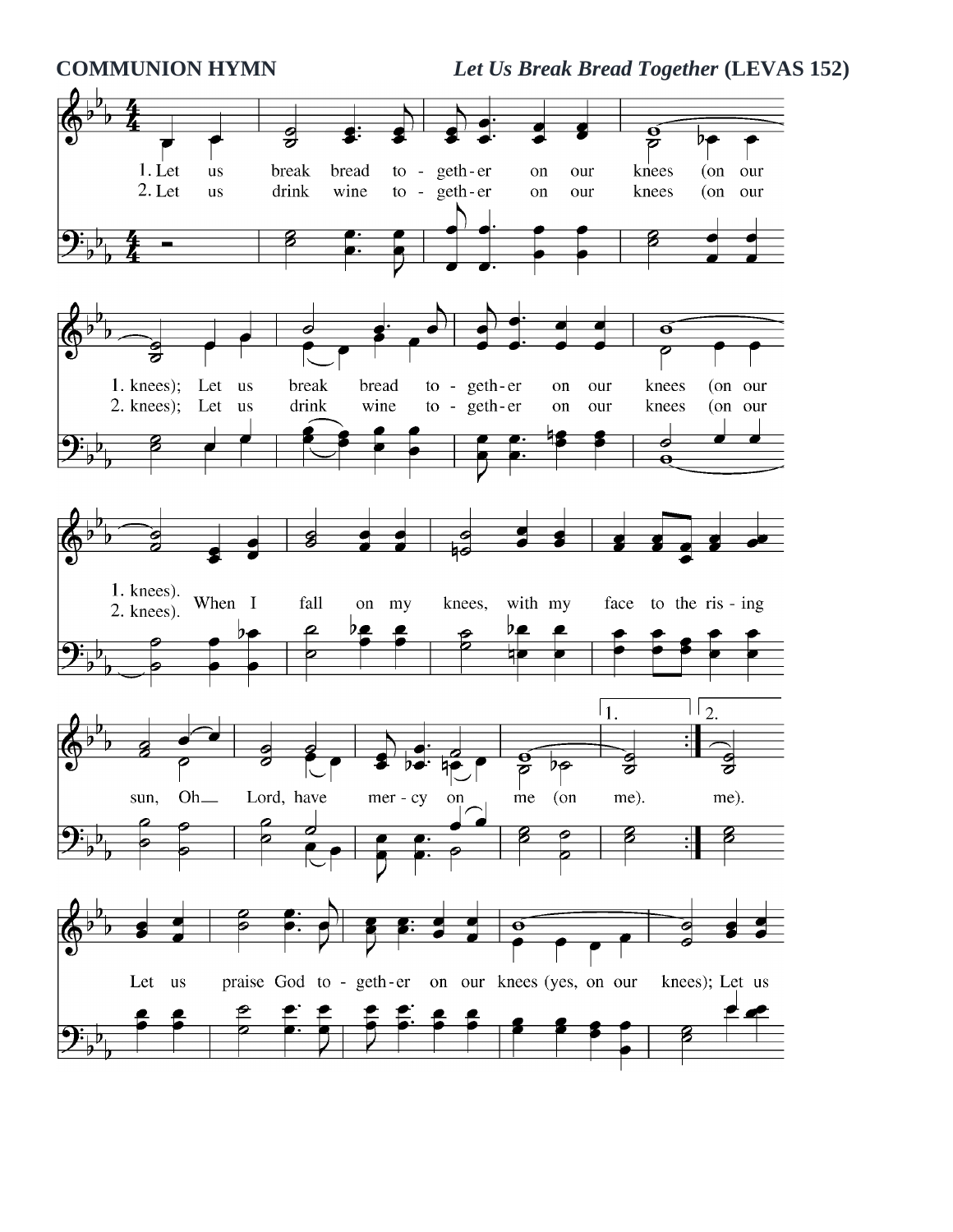**COMMUNION HYMN** ***Let Us Break Bread Together*** **(LEVAS 152)**

1. Let us break bread to - geth - er on our knees (on our knees); Let us break bread to - geth - er on our knees (on our knees). When I fall on my knees, with my face to the ris - ing sun, Oh Lord, have mer - cy on me (on me).

2. Let us drink wine to - geth - er on our knees (on our knees); Let us drink wine to - geth - er on our knees (on our knees). When I fall on my knees, with my face to the ris - ing sun, Oh Lord, have mer - cy on me (on me).

Let us praise God to - geth - er on our knees (yes, on our knees); Let us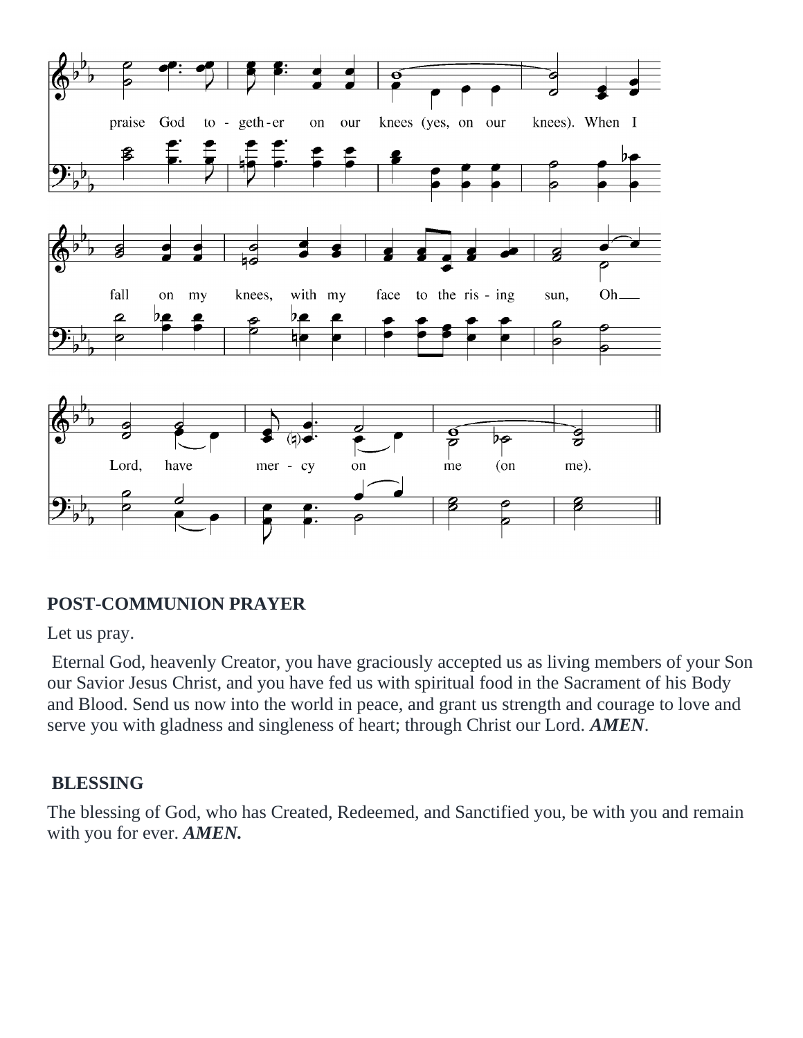praise God to - geth-er on our knees (yes, on our knees). When I

fall on my knees, with my face to the ris - ing sun, Oh\_\_

Lord, have mer - cy on me (on me).

**POST-COMMUNION PRAYER**

Let us pray.

Eternal God, heavenly Creator, you have graciously accepted us as living members of your Son our Savior Jesus Christ, and you have fed us with spiritual food in the Sacrament of his Body and Blood. Send us now into the world in peace, and grant us strength and courage to love and serve you with gladness and singleness of heart; through Christ our Lord. ***AMEN***.

**BLESSING**

The blessing of God, who has Created, Redeemed, and Sanctified you, be with you and remain with you for ever. ***AMEN.***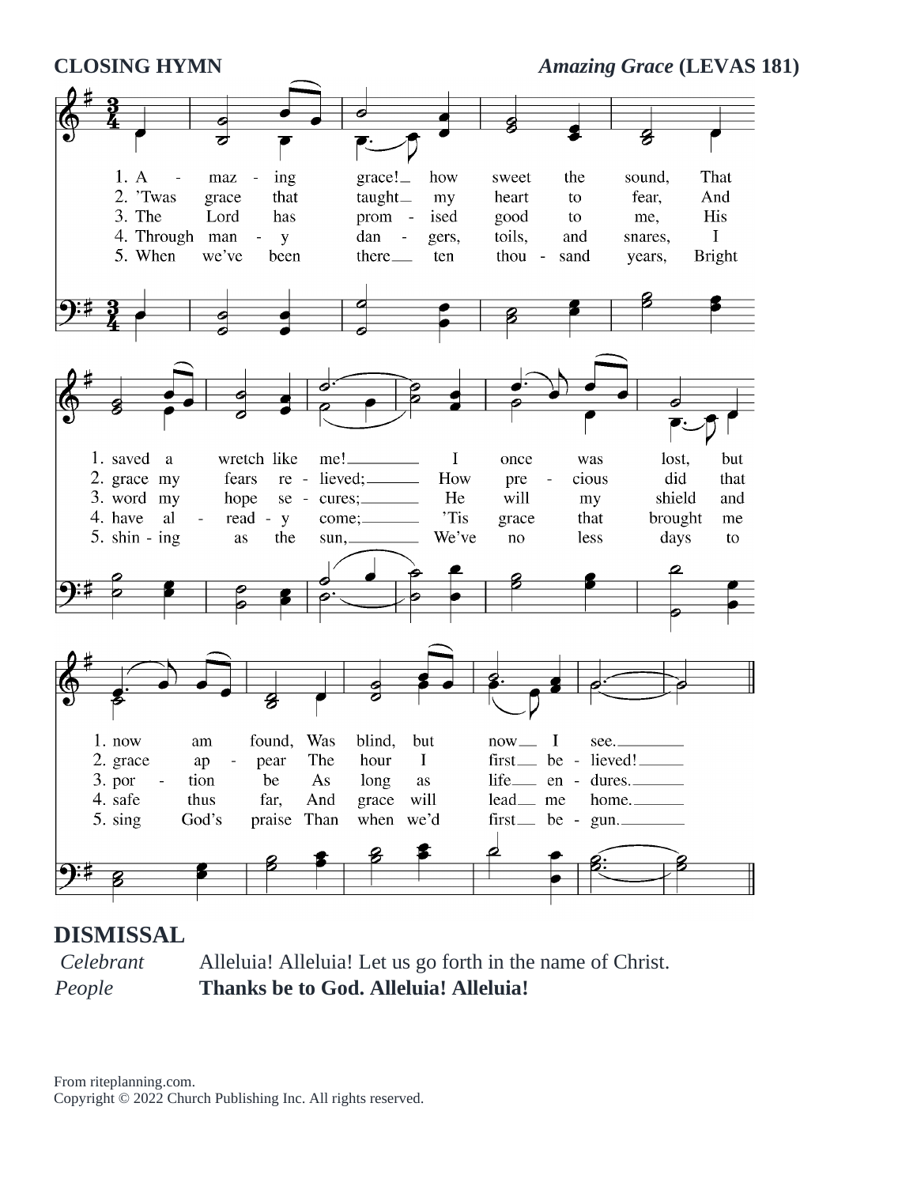**CLOSING HYMN** *Amazing Grace* **(LEVAS 181)**

1. Amazing grace! how sweet the sound, That saved a wretch like me! I once was lost, but now am found, Was blind, but now I see.
2. 'Twas grace that taught my heart to fear, And grace my fears relieved; How precious did that grace appear The hour I first believed!
3. The Lord has promised good to me, His word my hope secures; He will my shield and portion be As long as life endures.
4. Through many dangers, toils, and snares, I have already come; 'Tis grace that brought me safe thus far, And grace will lead me home.
5. When we've been there ten thousand years, Bright shining as the sun, We've no less days to sing God's praise Than when we'd first begun.

## DISMISSAL

*Celebrant* Alleluia! Alleluia! Let us go forth in the name of Christ.
*People* **Thanks be to God. Alleluia! Alleluia!**

From riteplanning.com.
Copyright © 2022 Church Publishing Inc. All rights reserved.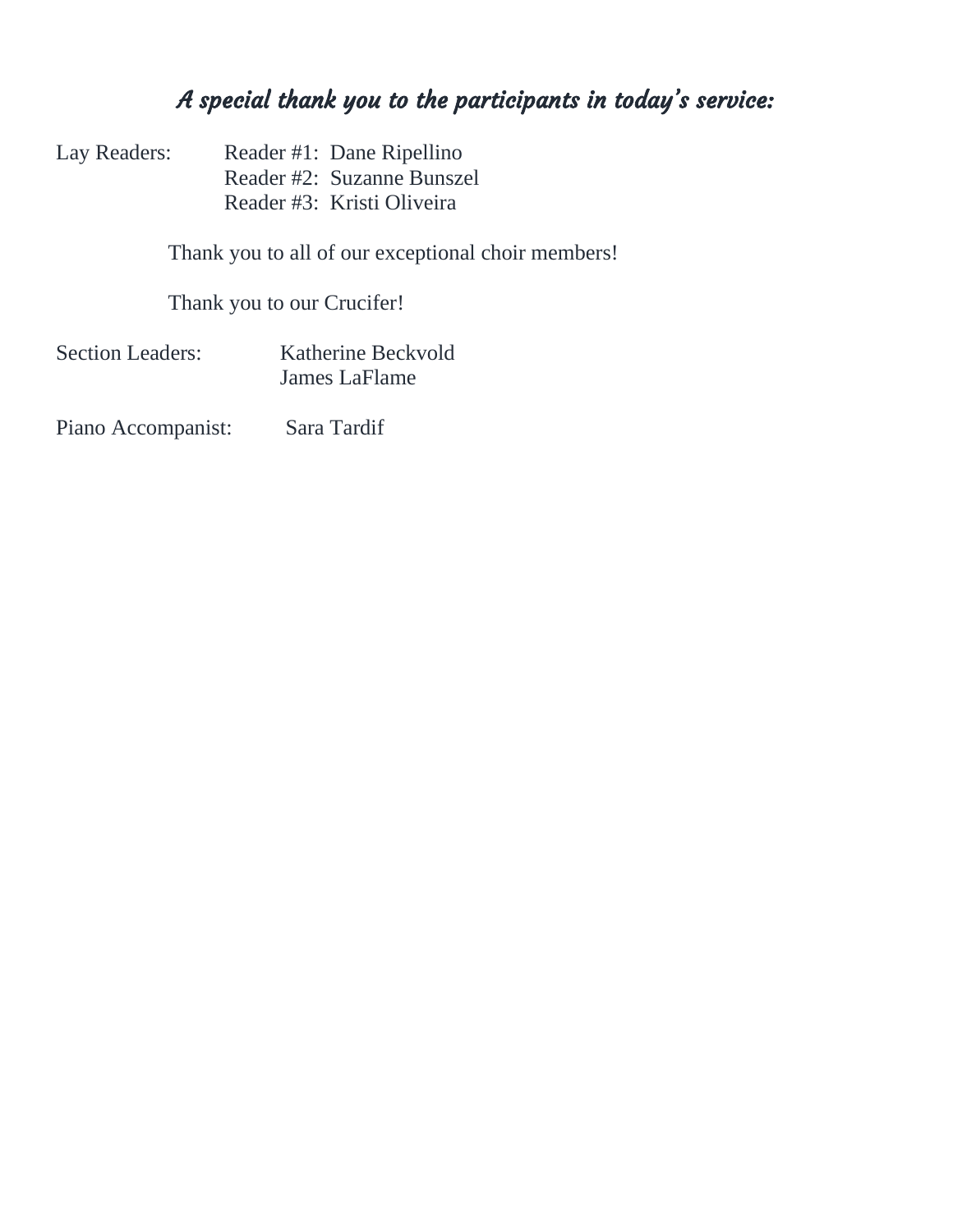## *A special thank you to the participants in today's service:*

Lay Readers: Reader #1: Dane Ripellino
Reader #2: Suzanne Bunszel
Reader #3: Kristi Oliveira

Thank you to all of our exceptional choir members!

Thank you to our Crucifer!

Section Leaders: Katherine Beckvold
James LaFlame

Piano Accompanist: Sara Tardif